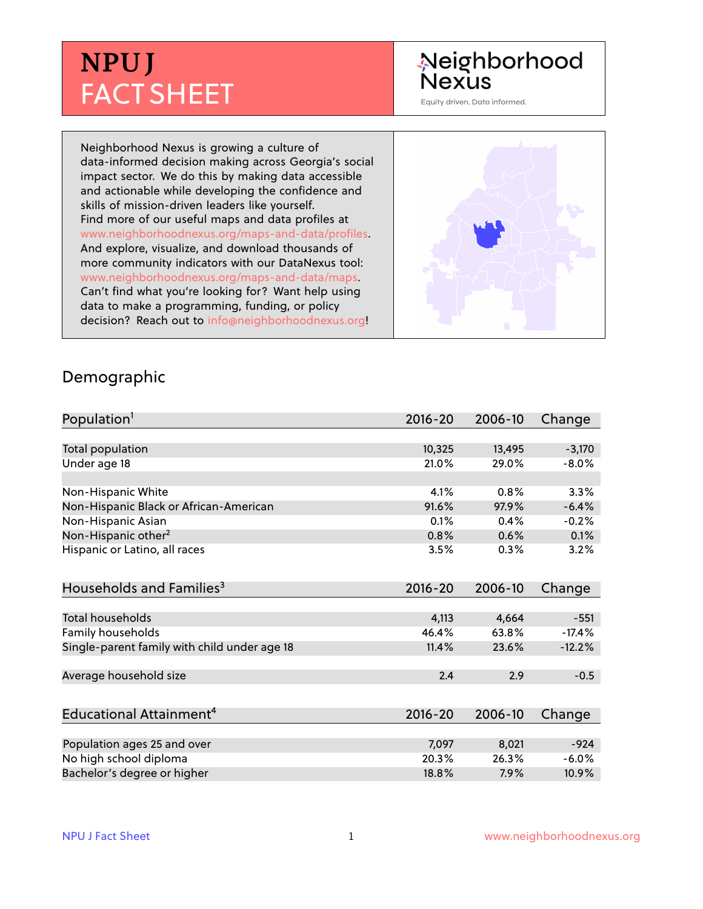# NPU J FACT SHEET

Neighborhood Nexus

Equity driven. Data informed.

Neighborhood Nexus is growing a culture of data-informed decision making across Georgia's social impact sector. We do this by making data accessible and actionable while developing the confidence and skills of mission-driven leaders like yourself. Find more of our useful maps and data profiles at www.neighborhoodnexus.org/maps-and-data/profiles. And explore, visualize, and download thousands of more community indicators with our DataNexus tool: www.neighborhoodnexus.org/maps-and-data/maps. Can't find what you're looking for? Want help using data to make a programming, funding, or policy decision? Reach out to info@neighborhoodnexus.org!

## Demographic

| Population[1] | 2016-20 | 2006-10 | Change |
|---|---|---|---|
| Total population | 10,325 | 13,495 | -3,170 |
| Under age 18 | 21.0% | 29.0% | -8.0% |
| | | | |
| Non-Hispanic White | 4.1% | 0.8% | 3.3% |
| Non-Hispanic Black or African-American | 91.6% | 97.9% | -6.4% |
| Non-Hispanic Asian | 0.1% | 0.4% | -0.2% |
| Non-Hispanic other[2] | 0.8% | 0.6% | 0.1% |
| Hispanic or Latino, all races | 3.5% | 0.3% | 3.2% |

| Households and Families[3] | 2016-20 | 2006-10 | Change |
|---|---|---|---|
| Total households | 4,113 | 4,664 | -551 |
| Family households | 46.4% | 63.8% | -17.4% |
| Single-parent family with child under age 18 | 11.4% | 23.6% | -12.2% |
| | | | |
| Average household size | 2.4 | 2.9 | -0.5 |

| Educational Attainment[4] | 2016-20 | 2006-10 | Change |
|---|---|---|---|
| Population ages 25 and over | 7,097 | 8,021 | -924 |
| No high school diploma | 20.3% | 26.3% | -6.0% |
| Bachelor's degree or higher | 18.8% | 7.9% | 10.9% |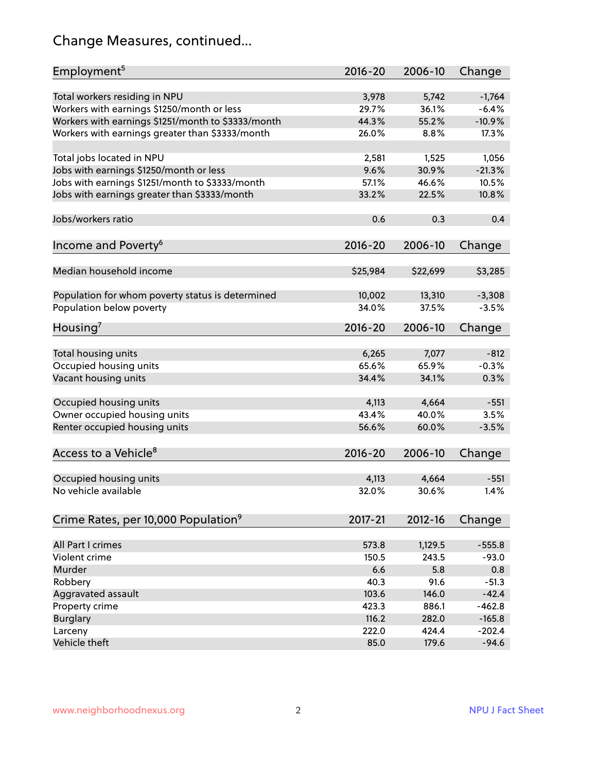## Change Measures, continued...

| Employment[5] | 2016-20 | 2006-10 | Change |
|---|---|---|---|
| Total workers residing in NPU | 3,978 | 5,742 | -1,764 |
| Workers with earnings $1250/month or less | 29.7% | 36.1% | -6.4% |
| Workers with earnings $1251/month to $3333/month | 44.3% | 55.2% | -10.9% |
| Workers with earnings greater than $3333/month | 26.0% | 8.8% | 17.3% |
| | | | |
| Total jobs located in NPU | 2,581 | 1,525 | 1,056 |
| Jobs with earnings $1250/month or less | 9.6% | 30.9% | -21.3% |
| Jobs with earnings $1251/month to $3333/month | 57.1% | 46.6% | 10.5% |
| Jobs with earnings greater than $3333/month | 33.2% | 22.5% | 10.8% |
| | | | |
| Jobs/workers ratio | 0.6 | 0.3 | 0.4 |

| Income and Poverty[6] | 2016-20 | 2006-10 | Change |
|---|---|---|---|
| Median household income | $25,984 | $22,699 | $3,285 |
| | | | |
| Population for whom poverty status is determined | 10,002 | 13,310 | -3,308 |
| Population below poverty | 34.0% | 37.5% | -3.5% |

| Housing[7] | 2016-20 | 2006-10 | Change |
|---|---|---|---|
| Total housing units | 6,265 | 7,077 | -812 |
| Occupied housing units | 65.6% | 65.9% | -0.3% |
| Vacant housing units | 34.4% | 34.1% | 0.3% |
| | | | |
| Occupied housing units | 4,113 | 4,664 | -551 |
| Owner occupied housing units | 43.4% | 40.0% | 3.5% |
| Renter occupied housing units | 56.6% | 60.0% | -3.5% |

| Access to a Vehicle[8] | 2016-20 | 2006-10 | Change |
|---|---|---|---|
| Occupied housing units | 4,113 | 4,664 | -551 |
| No vehicle available | 32.0% | 30.6% | 1.4% |

| Crime Rates, per 10,000 Population[9] | 2017-21 | 2012-16 | Change |
|---|---|---|---|
| All Part I crimes | 573.8 | 1,129.5 | -555.8 |
| Violent crime | 150.5 | 243.5 | -93.0 |
| Murder | 6.6 | 5.8 | 0.8 |
| Robbery | 40.3 | 91.6 | -51.3 |
| Aggravated assault | 103.6 | 146.0 | -42.4 |
| Property crime | 423.3 | 886.1 | -462.8 |
| Burglary | 116.2 | 282.0 | -165.8 |
| Larceny | 222.0 | 424.4 | -202.4 |
| Vehicle theft | 85.0 | 179.6 | -94.6 |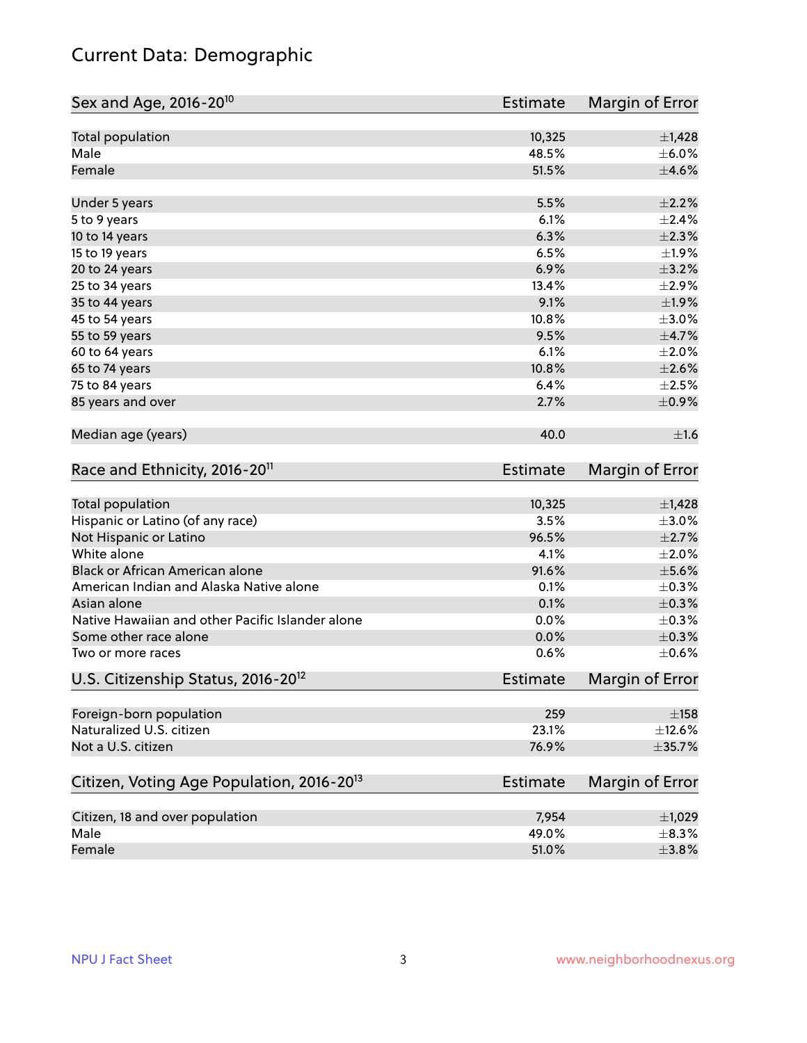# Current Data: Demographic

| Sex and Age, 2016-20[10] | Estimate | Margin of Error |
|---|---|---|
| Total population | 10,325 | ±1,428 |
| Male | 48.5% | ±6.0% |
| Female | 51.5% | ±4.6% |
| Under 5 years | 5.5% | ±2.2% |
| 5 to 9 years | 6.1% | ±2.4% |
| 10 to 14 years | 6.3% | ±2.3% |
| 15 to 19 years | 6.5% | ±1.9% |
| 20 to 24 years | 6.9% | ±3.2% |
| 25 to 34 years | 13.4% | ±2.9% |
| 35 to 44 years | 9.1% | ±1.9% |
| 45 to 54 years | 10.8% | ±3.0% |
| 55 to 59 years | 9.5% | ±4.7% |
| 60 to 64 years | 6.1% | ±2.0% |
| 65 to 74 years | 10.8% | ±2.6% |
| 75 to 84 years | 6.4% | ±2.5% |
| 85 years and over | 2.7% | ±0.9% |
| Median age (years) | 40.0 | ±1.6 |

| Race and Ethnicity, 2016-20[11] | Estimate | Margin of Error |
|---|---|---|
| Total population | 10,325 | ±1,428 |
| Hispanic or Latino (of any race) | 3.5% | ±3.0% |
| Not Hispanic or Latino | 96.5% | ±2.7% |
| White alone | 4.1% | ±2.0% |
| Black or African American alone | 91.6% | ±5.6% |
| American Indian and Alaska Native alone | 0.1% | ±0.3% |
| Asian alone | 0.1% | ±0.3% |
| Native Hawaiian and other Pacific Islander alone | 0.0% | ±0.3% |
| Some other race alone | 0.0% | ±0.3% |
| Two or more races | 0.6% | ±0.6% |

| U.S. Citizenship Status, 2016-20[12] | Estimate | Margin of Error |
|---|---|---|
| Foreign-born population | 259 | ±158 |
| Naturalized U.S. citizen | 23.1% | ±12.6% |
| Not a U.S. citizen | 76.9% | ±35.7% |

| Citizen, Voting Age Population, 2016-20[13] | Estimate | Margin of Error |
|---|---|---|
| Citizen, 18 and over population | 7,954 | ±1,029 |
| Male | 49.0% | ±8.3% |
| Female | 51.0% | ±3.8% |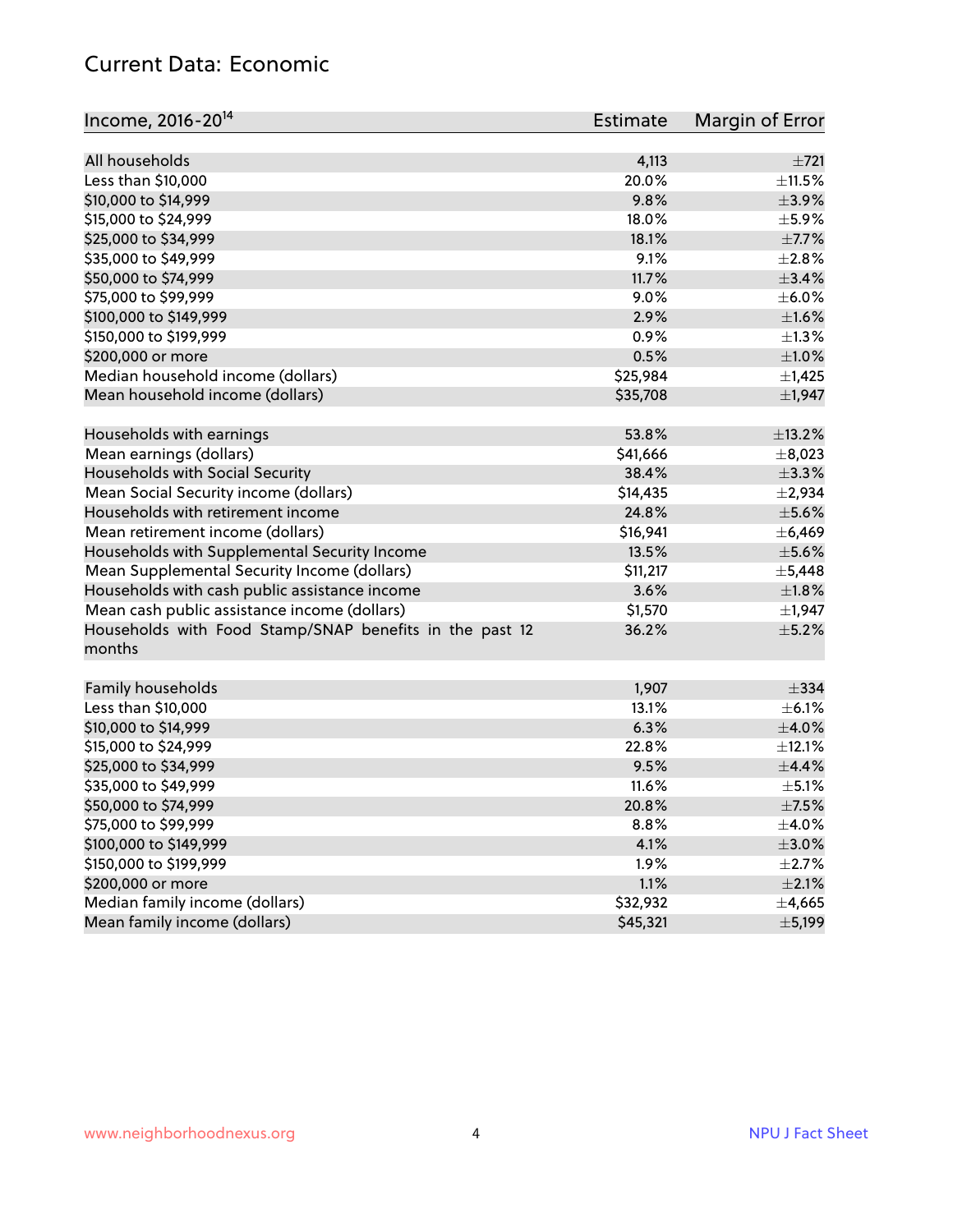## Current Data: Economic

| Income, 2016-20[14] | Estimate | Margin of Error |
|---|---|---|
| All households | 4,113 | ±721 |
| Less than $10,000 | 20.0% | ±11.5% |
| $10,000 to $14,999 | 9.8% | ±3.9% |
| $15,000 to $24,999 | 18.0% | ±5.9% |
| $25,000 to $34,999 | 18.1% | ±7.7% |
| $35,000 to $49,999 | 9.1% | ±2.8% |
| $50,000 to $74,999 | 11.7% | ±3.4% |
| $75,000 to $99,999 | 9.0% | ±6.0% |
| $100,000 to $149,999 | 2.9% | ±1.6% |
| $150,000 to $199,999 | 0.9% | ±1.3% |
| $200,000 or more | 0.5% | ±1.0% |
| Median household income (dollars) | $25,984 | ±1,425 |
| Mean household income (dollars) | $35,708 | ±1,947 |
| | | |
| Households with earnings | 53.8% | ±13.2% |
| Mean earnings (dollars) | $41,666 | ±8,023 |
| Households with Social Security | 38.4% | ±3.3% |
| Mean Social Security income (dollars) | $14,435 | ±2,934 |
| Households with retirement income | 24.8% | ±5.6% |
| Mean retirement income (dollars) | $16,941 | ±6,469 |
| Households with Supplemental Security Income | 13.5% | ±5.6% |
| Mean Supplemental Security Income (dollars) | $11,217 | ±5,448 |
| Households with cash public assistance income | 3.6% | ±1.8% |
| Mean cash public assistance income (dollars) | $1,570 | ±1,947 |
| Households with Food Stamp/SNAP benefits in the past 12 months | 36.2% | ±5.2% |
| | | |
| Family households | 1,907 | ±334 |
| Less than $10,000 | 13.1% | ±6.1% |
| $10,000 to $14,999 | 6.3% | ±4.0% |
| $15,000 to $24,999 | 22.8% | ±12.1% |
| $25,000 to $34,999 | 9.5% | ±4.4% |
| $35,000 to $49,999 | 11.6% | ±5.1% |
| $50,000 to $74,999 | 20.8% | ±7.5% |
| $75,000 to $99,999 | 8.8% | ±4.0% |
| $100,000 to $149,999 | 4.1% | ±3.0% |
| $150,000 to $199,999 | 1.9% | ±2.7% |
| $200,000 or more | 1.1% | ±2.1% |
| Median family income (dollars) | $32,932 | ±4,665 |
| Mean family income (dollars) | $45,321 | ±5,199 |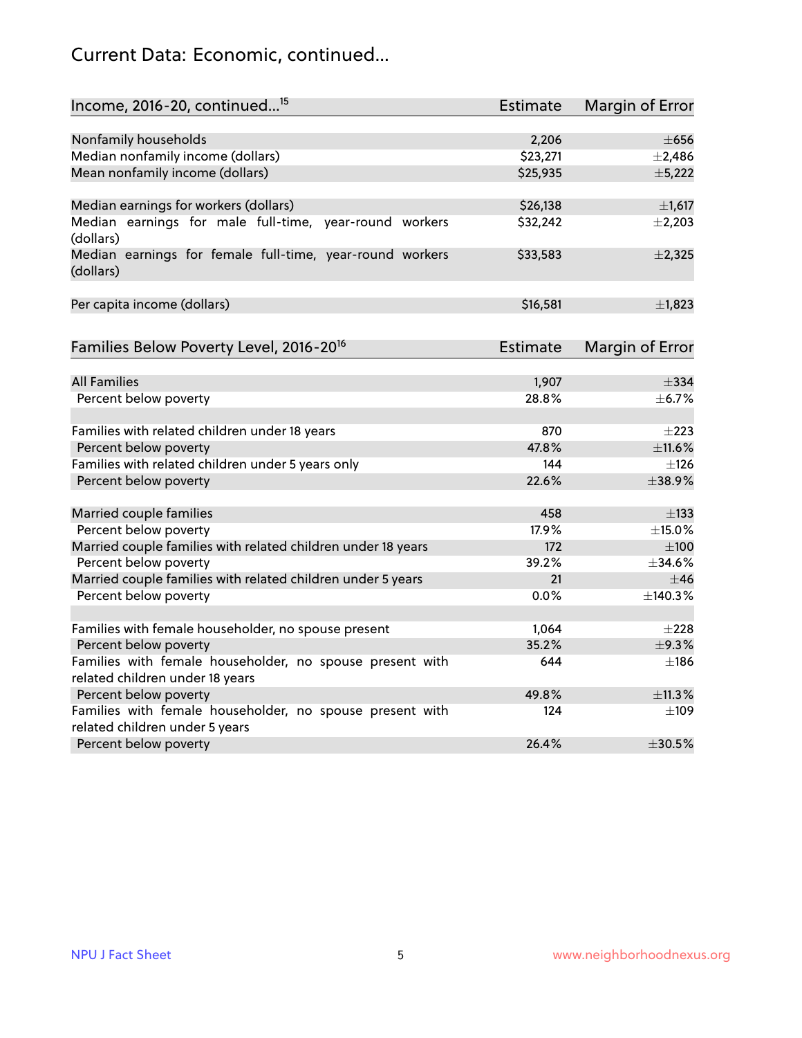## Current Data: Economic, continued...

| Income, 2016-20, continued...[15] | Estimate | Margin of Error |
|---|---|---|
| Nonfamily households | 2,206 | ±656 |
| Median nonfamily income (dollars) | $23,271 | ±2,486 |
| Mean nonfamily income (dollars) | $25,935 | ±5,222 |
| | | |
| Median earnings for workers (dollars) | $26,138 | ±1,617 |
| Median earnings for male full-time, year-round workers (dollars) | $32,242 | ±2,203 |
| Median earnings for female full-time, year-round workers (dollars) | $33,583 | ±2,325 |
| | | |
| Per capita income (dollars) | $16,581 | ±1,823 |

| Families Below Poverty Level, 2016-20[16] | Estimate | Margin of Error |
|---|---|---|
| All Families | 1,907 | ±334 |
| Percent below poverty | 28.8% | ±6.7% |
| | | |
| Families with related children under 18 years | 870 | ±223 |
| Percent below poverty | 47.8% | ±11.6% |
| Families with related children under 5 years only | 144 | ±126 |
| Percent below poverty | 22.6% | ±38.9% |
| | | |
| Married couple families | 458 | ±133 |
| Percent below poverty | 17.9% | ±15.0% |
| Married couple families with related children under 18 years | 172 | ±100 |
| Percent below poverty | 39.2% | ±34.6% |
| Married couple families with related children under 5 years | 21 | ±46 |
| Percent below poverty | 0.0% | ±140.3% |
| | | |
| Families with female householder, no spouse present | 1,064 | ±228 |
| Percent below poverty | 35.2% | ±9.3% |
| Families with female householder, no spouse present with related children under 18 years | 644 | ±186 |
| Percent below poverty | 49.8% | ±11.3% |
| Families with female householder, no spouse present with related children under 5 years | 124 | ±109 |
| Percent below poverty | 26.4% | ±30.5% |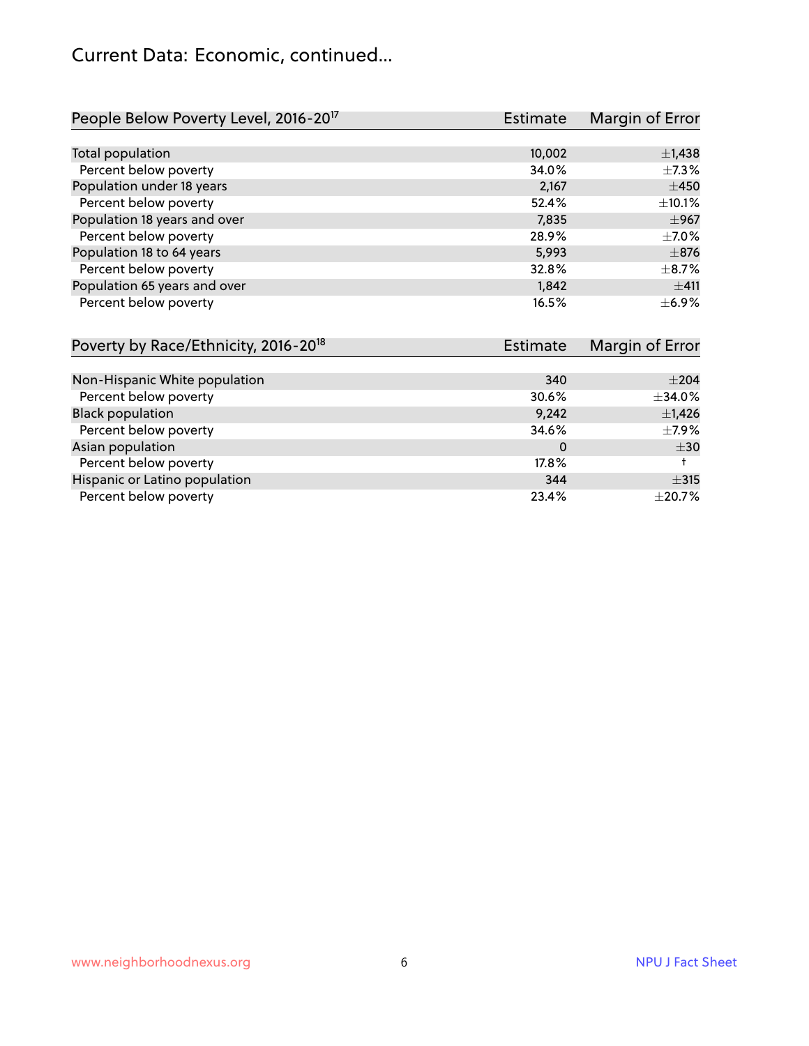# Current Data: Economic, continued...

| People Below Poverty Level, 2016-20[17] | Estimate | Margin of Error |
|---|---|---|
| Total population | 10,002 | ±1,438 |
| Percent below poverty | 34.0% | ±7.3% |
| Population under 18 years | 2,167 | ±450 |
| Percent below poverty | 52.4% | ±10.1% |
| Population 18 years and over | 7,835 | ±967 |
| Percent below poverty | 28.9% | ±7.0% |
| Population 18 to 64 years | 5,993 | ±876 |
| Percent below poverty | 32.8% | ±8.7% |
| Population 65 years and over | 1,842 | ±411 |
| Percent below poverty | 16.5% | ±6.9% |

| Poverty by Race/Ethnicity, 2016-20[18] | Estimate | Margin of Error |
|---|---|---|
| Non-Hispanic White population | 340 | ±204 |
| Percent below poverty | 30.6% | ±34.0% |
| Black population | 9,242 | ±1,426 |
| Percent below poverty | 34.6% | ±7.9% |
| Asian population | 0 | ±30 |
| Percent below poverty | 17.8% | † |
| Hispanic or Latino population | 344 | ±315 |
| Percent below poverty | 23.4% | ±20.7% |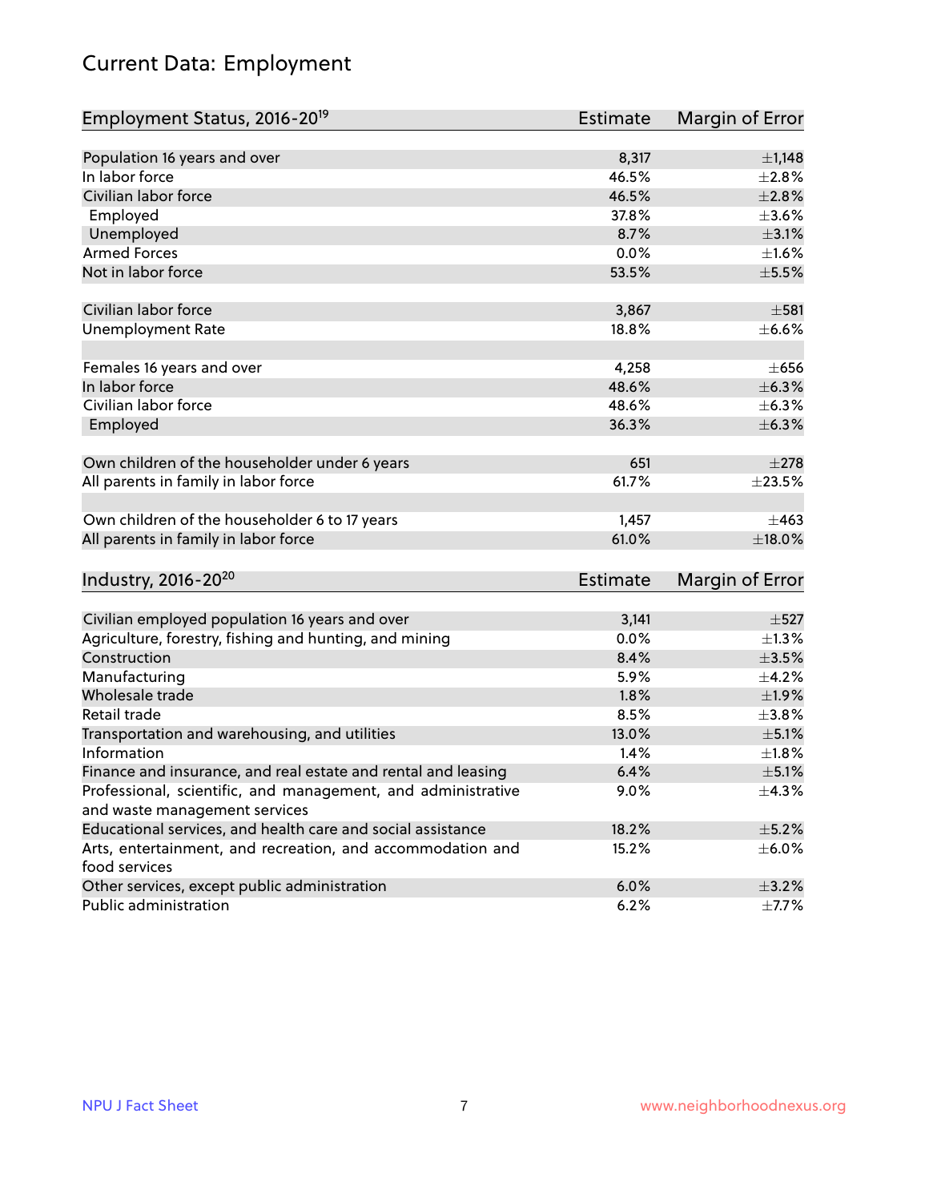# Current Data: Employment

| Employment Status, 2016-20[19] | Estimate | Margin of Error |
|---|---|---|
| Population 16 years and over | 8,317 | ±1,148 |
| In labor force | 46.5% | ±2.8% |
| Civilian labor force | 46.5% | ±2.8% |
| Employed | 37.8% | ±3.6% |
| Unemployed | 8.7% | ±3.1% |
| Armed Forces | 0.0% | ±1.6% |
| Not in labor force | 53.5% | ±5.5% |
| | | |
| Civilian labor force | 3,867 | ±581 |
| Unemployment Rate | 18.8% | ±6.6% |
| | | |
| Females 16 years and over | 4,258 | ±656 |
| In labor force | 48.6% | ±6.3% |
| Civilian labor force | 48.6% | ±6.3% |
| Employed | 36.3% | ±6.3% |
| | | |
| Own children of the householder under 6 years | 651 | ±278 |
| All parents in family in labor force | 61.7% | ±23.5% |
| | | |
| Own children of the householder 6 to 17 years | 1,457 | ±463 |
| All parents in family in labor force | 61.0% | ±18.0% |

| Industry, 2016-20[20] | Estimate | Margin of Error |
|---|---|---|
| Civilian employed population 16 years and over | 3,141 | ±527 |
| Agriculture, forestry, fishing and hunting, and mining | 0.0% | ±1.3% |
| Construction | 8.4% | ±3.5% |
| Manufacturing | 5.9% | ±4.2% |
| Wholesale trade | 1.8% | ±1.9% |
| Retail trade | 8.5% | ±3.8% |
| Transportation and warehousing, and utilities | 13.0% | ±5.1% |
| Information | 1.4% | ±1.8% |
| Finance and insurance, and real estate and rental and leasing | 6.4% | ±5.1% |
| Professional, scientific, and management, and administrative and waste management services | 9.0% | ±4.3% |
| Educational services, and health care and social assistance | 18.2% | ±5.2% |
| Arts, entertainment, and recreation, and accommodation and food services | 15.2% | ±6.0% |
| Other services, except public administration | 6.0% | ±3.2% |
| Public administration | 6.2% | ±7.7% |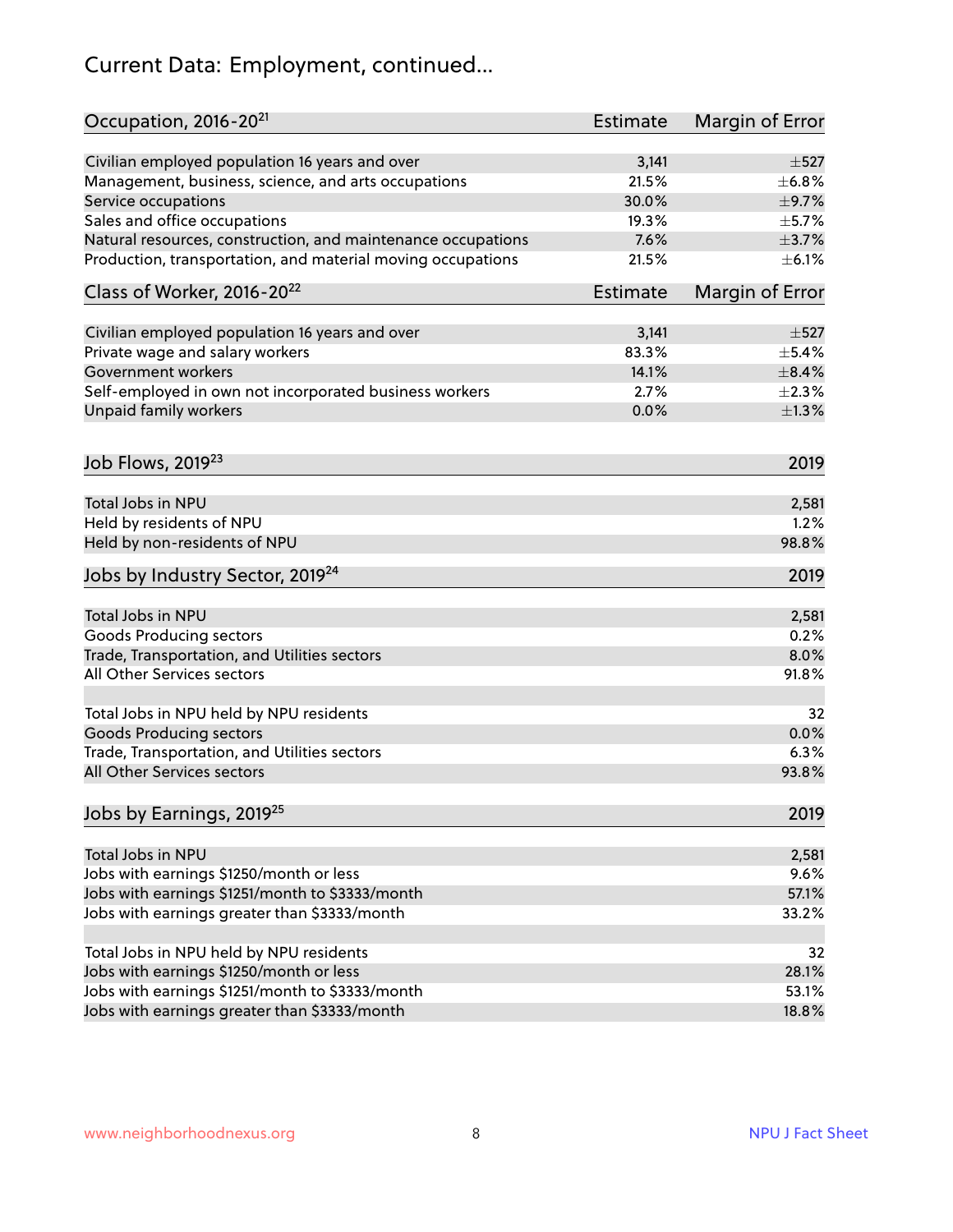# Current Data: Employment, continued...

| Occupation, 2016-20[21] | Estimate | Margin of Error |
|---|---|---|
| Civilian employed population 16 years and over | 3,141 | ±527 |
| Management, business, science, and arts occupations | 21.5% | ±6.8% |
| Service occupations | 30.0% | ±9.7% |
| Sales and office occupations | 19.3% | ±5.7% |
| Natural resources, construction, and maintenance occupations | 7.6% | ±3.7% |
| Production, transportation, and material moving occupations | 21.5% | ±6.1% |

| Class of Worker, 2016-20[22] | Estimate | Margin of Error |
|---|---|---|
| Civilian employed population 16 years and over | 3,141 | ±527 |
| Private wage and salary workers | 83.3% | ±5.4% |
| Government workers | 14.1% | ±8.4% |
| Self-employed in own not incorporated business workers | 2.7% | ±2.3% |
| Unpaid family workers | 0.0% | ±1.3% |

| Job Flows, 2019[23] | 2019 |
|---|---|
| Total Jobs in NPU | 2,581 |
| Held by residents of NPU | 1.2% |
| Held by non-residents of NPU | 98.8% |

| Jobs by Industry Sector, 2019[24] | 2019 |
|---|---|
| Total Jobs in NPU | 2,581 |
| Goods Producing sectors | 0.2% |
| Trade, Transportation, and Utilities sectors | 8.0% |
| All Other Services sectors | 91.8% |
| | |
| Total Jobs in NPU held by NPU residents | 32 |
| Goods Producing sectors | 0.0% |
| Trade, Transportation, and Utilities sectors | 6.3% |
| All Other Services sectors | 93.8% |

| Jobs by Earnings, 2019[25] | 2019 |
|---|---|
| Total Jobs in NPU | 2,581 |
| Jobs with earnings $1250/month or less | 9.6% |
| Jobs with earnings $1251/month to $3333/month | 57.1% |
| Jobs with earnings greater than $3333/month | 33.2% |
| | |
| Total Jobs in NPU held by NPU residents | 32 |
| Jobs with earnings $1250/month or less | 28.1% |
| Jobs with earnings $1251/month to $3333/month | 53.1% |
| Jobs with earnings greater than $3333/month | 18.8% |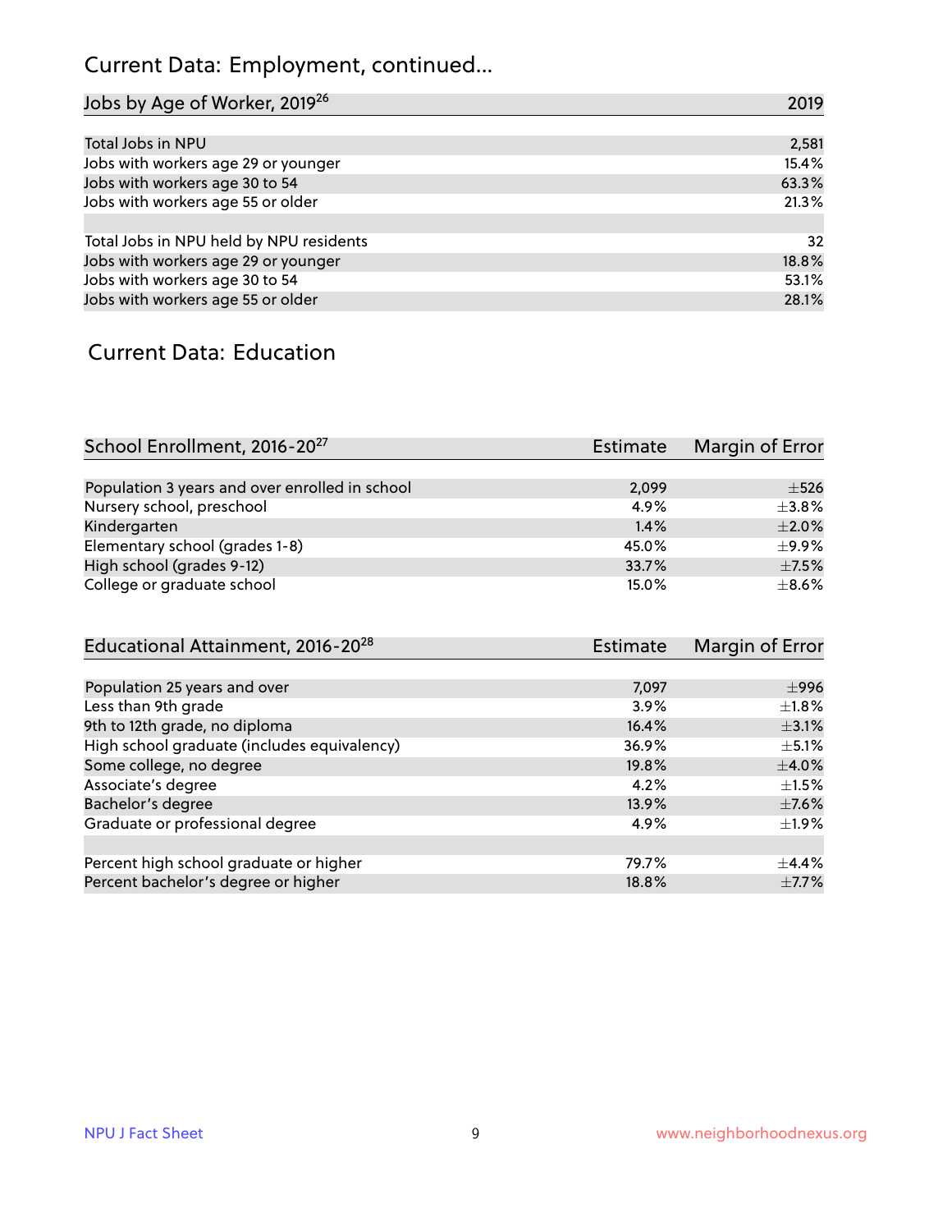# Current Data: Employment, continued...

| Jobs by Age of Worker, 2019[26] | 2019 |
|---|---|
| Total Jobs in NPU | 2,581 |
| Jobs with workers age 29 or younger | 15.4% |
| Jobs with workers age 30 to 54 | 63.3% |
| Jobs with workers age 55 or older | 21.3% |
| | |
| Total Jobs in NPU held by NPU residents | 32 |
| Jobs with workers age 29 or younger | 18.8% |
| Jobs with workers age 30 to 54 | 53.1% |
| Jobs with workers age 55 or older | 28.1% |

## Current Data: Education

| School Enrollment, 2016-20[27] | Estimate | Margin of Error |
|---|---|---|
| Population 3 years and over enrolled in school | 2,099 | ±526 |
| Nursery school, preschool | 4.9% | ±3.8% |
| Kindergarten | 1.4% | ±2.0% |
| Elementary school (grades 1-8) | 45.0% | ±9.9% |
| High school (grades 9-12) | 33.7% | ±7.5% |
| College or graduate school | 15.0% | ±8.6% |

| Educational Attainment, 2016-20[28] | Estimate | Margin of Error |
|---|---|---|
| Population 25 years and over | 7,097 | ±996 |
| Less than 9th grade | 3.9% | ±1.8% |
| 9th to 12th grade, no diploma | 16.4% | ±3.1% |
| High school graduate (includes equivalency) | 36.9% | ±5.1% |
| Some college, no degree | 19.8% | ±4.0% |
| Associate's degree | 4.2% | ±1.5% |
| Bachelor's degree | 13.9% | ±7.6% |
| Graduate or professional degree | 4.9% | ±1.9% |
| | | |
| Percent high school graduate or higher | 79.7% | ±4.4% |
| Percent bachelor's degree or higher | 18.8% | ±7.7% |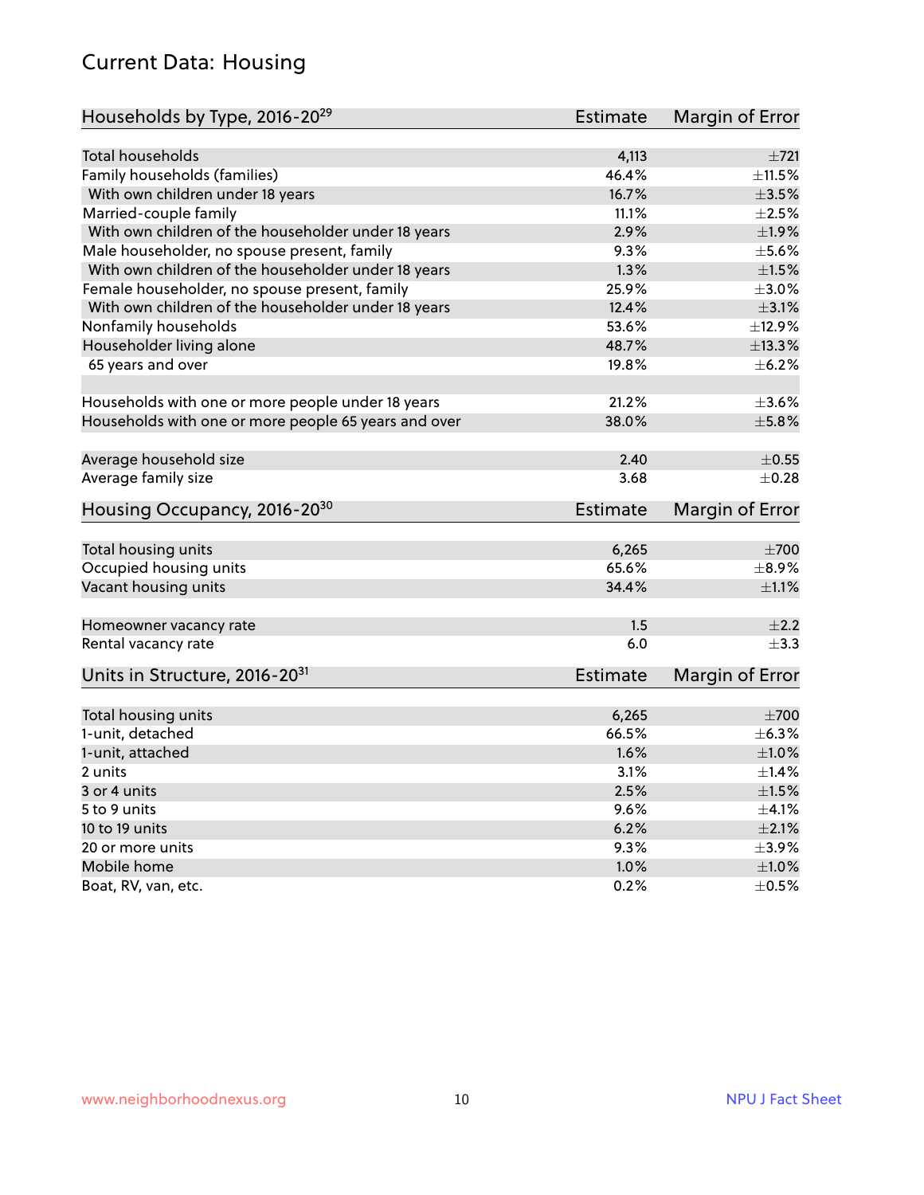## Current Data: Housing

| Households by Type, 2016-20[29] | Estimate | Margin of Error |
|---|---|---|
| Total households | 4,113 | ±721 |
| Family households (families) | 46.4% | ±11.5% |
| With own children under 18 years | 16.7% | ±3.5% |
| Married-couple family | 11.1% | ±2.5% |
| With own children of the householder under 18 years | 2.9% | ±1.9% |
| Male householder, no spouse present, family | 9.3% | ±5.6% |
| With own children of the householder under 18 years | 1.3% | ±1.5% |
| Female householder, no spouse present, family | 25.9% | ±3.0% |
| With own children of the householder under 18 years | 12.4% | ±3.1% |
| Nonfamily households | 53.6% | ±12.9% |
| Householder living alone | 48.7% | ±13.3% |
| 65 years and over | 19.8% | ±6.2% |
| Households with one or more people under 18 years | 21.2% | ±3.6% |
| Households with one or more people 65 years and over | 38.0% | ±5.8% |
| Average household size | 2.40 | ±0.55 |
| Average family size | 3.68 | ±0.28 |

| Housing Occupancy, 2016-20[30] | Estimate | Margin of Error |
|---|---|---|
| Total housing units | 6,265 | ±700 |
| Occupied housing units | 65.6% | ±8.9% |
| Vacant housing units | 34.4% | ±1.1% |
| Homeowner vacancy rate | 1.5 | ±2.2 |
| Rental vacancy rate | 6.0 | ±3.3 |

| Units in Structure, 2016-20[31] | Estimate | Margin of Error |
|---|---|---|
| Total housing units | 6,265 | ±700 |
| 1-unit, detached | 66.5% | ±6.3% |
| 1-unit, attached | 1.6% | ±1.0% |
| 2 units | 3.1% | ±1.4% |
| 3 or 4 units | 2.5% | ±1.5% |
| 5 to 9 units | 9.6% | ±4.1% |
| 10 to 19 units | 6.2% | ±2.1% |
| 20 or more units | 9.3% | ±3.9% |
| Mobile home | 1.0% | ±1.0% |
| Boat, RV, van, etc. | 0.2% | ±0.5% |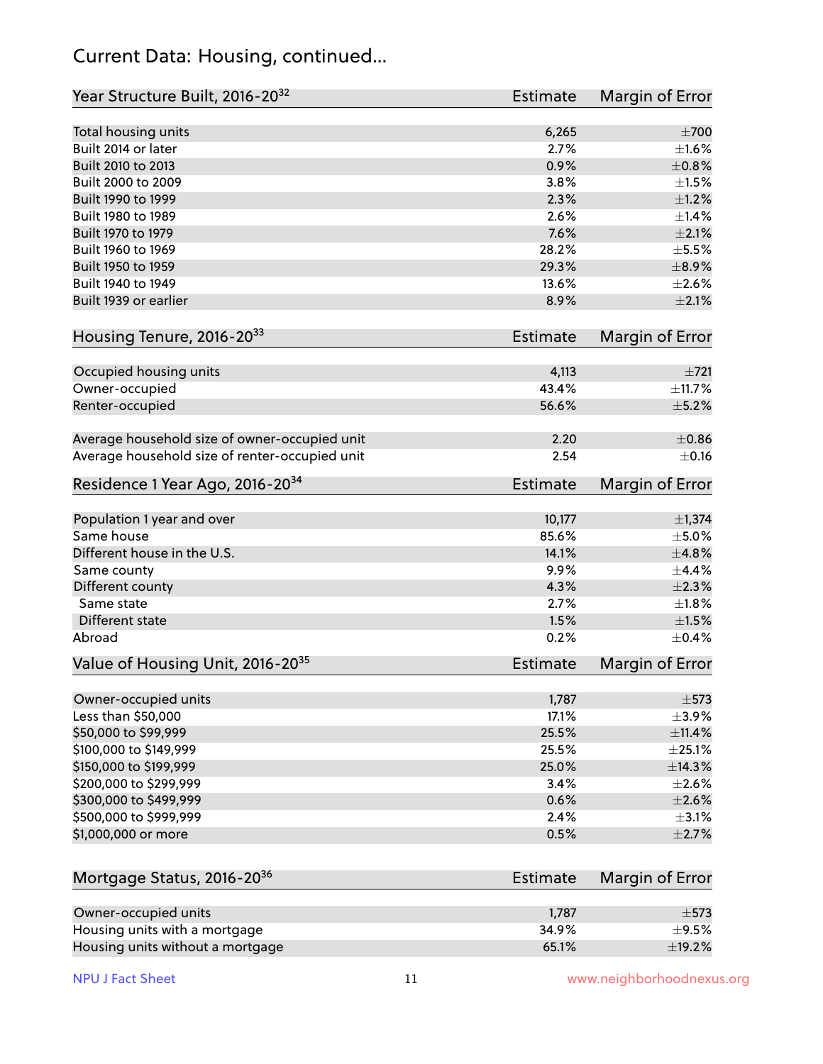# Current Data: Housing, continued...

| Year Structure Built, 2016-20[32] | Estimate | Margin of Error |
|---|---|---|
| Total housing units | 6,265 | ±700 |
| Built 2014 or later | 2.7% | ±1.6% |
| Built 2010 to 2013 | 0.9% | ±0.8% |
| Built 2000 to 2009 | 3.8% | ±1.5% |
| Built 1990 to 1999 | 2.3% | ±1.2% |
| Built 1980 to 1989 | 2.6% | ±1.4% |
| Built 1970 to 1979 | 7.6% | ±2.1% |
| Built 1960 to 1969 | 28.2% | ±5.5% |
| Built 1950 to 1959 | 29.3% | ±8.9% |
| Built 1940 to 1949 | 13.6% | ±2.6% |
| Built 1939 or earlier | 8.9% | ±2.1% |

| Housing Tenure, 2016-20[33] | Estimate | Margin of Error |
|---|---|---|
| Occupied housing units | 4,113 | ±721 |
| Owner-occupied | 43.4% | ±11.7% |
| Renter-occupied | 56.6% | ±5.2% |
| | | |
| Average household size of owner-occupied unit | 2.20 | ±0.86 |
| Average household size of renter-occupied unit | 2.54 | ±0.16 |

| Residence 1 Year Ago, 2016-20[34] | Estimate | Margin of Error |
|---|---|---|
| Population 1 year and over | 10,177 | ±1,374 |
| Same house | 85.6% | ±5.0% |
| Different house in the U.S. | 14.1% | ±4.8% |
| Same county | 9.9% | ±4.4% |
| Different county | 4.3% | ±2.3% |
| Same state | 2.7% | ±1.8% |
| Different state | 1.5% | ±1.5% |
| Abroad | 0.2% | ±0.4% |

| Value of Housing Unit, 2016-20[35] | Estimate | Margin of Error |
|---|---|---|
| Owner-occupied units | 1,787 | ±573 |
| Less than $50,000 | 17.1% | ±3.9% |
| $50,000 to $99,999 | 25.5% | ±11.4% |
| $100,000 to $149,999 | 25.5% | ±25.1% |
| $150,000 to $199,999 | 25.0% | ±14.3% |
| $200,000 to $299,999 | 3.4% | ±2.6% |
| $300,000 to $499,999 | 0.6% | ±2.6% |
| $500,000 to $999,999 | 2.4% | ±3.1% |
| $1,000,000 or more | 0.5% | ±2.7% |

| Mortgage Status, 2016-20[36] | Estimate | Margin of Error |
|---|---|---|
| Owner-occupied units | 1,787 | ±573 |
| Housing units with a mortgage | 34.9% | ±9.5% |
| Housing units without a mortgage | 65.1% | ±19.2% |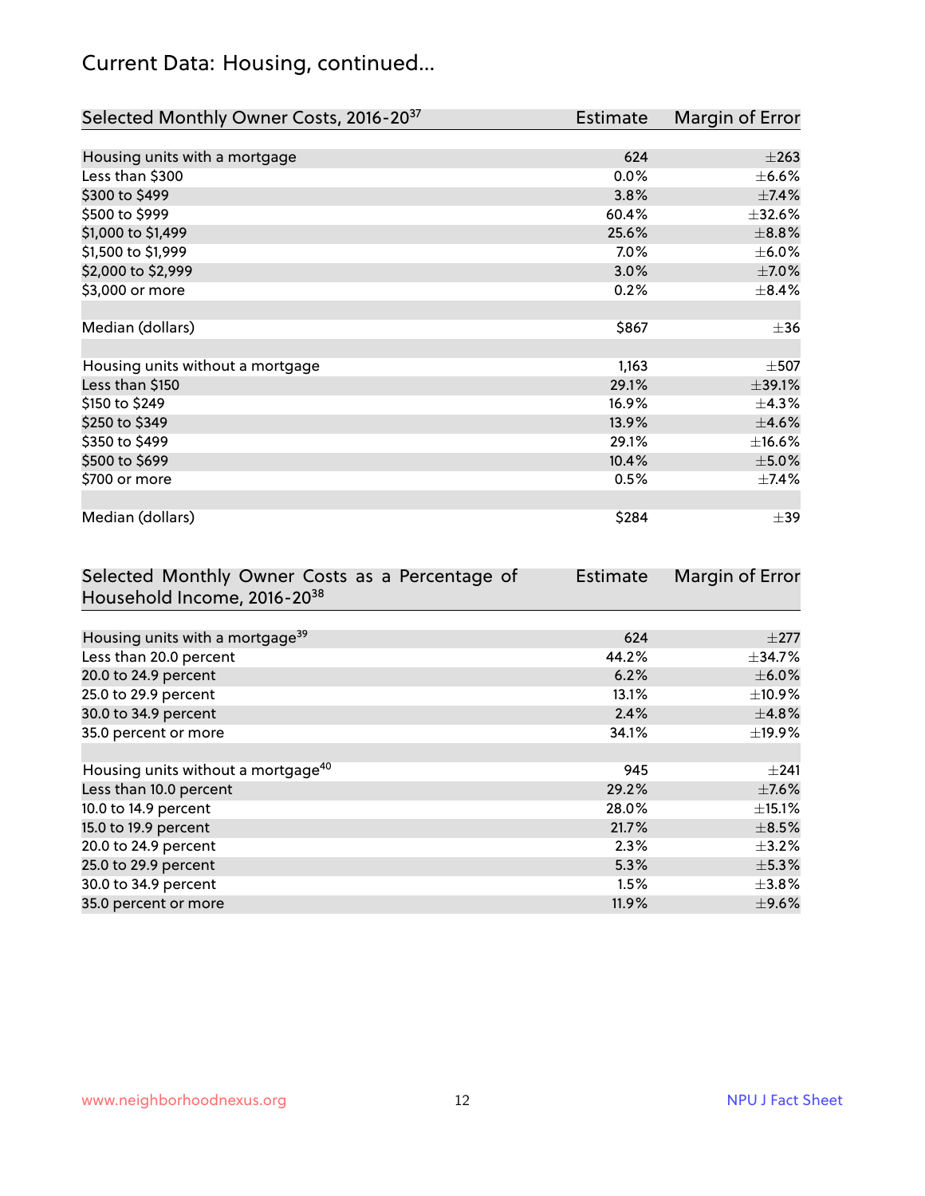## Current Data: Housing, continued...

| Selected Monthly Owner Costs, 2016-20[37] | Estimate | Margin of Error |
|---|---|---|
| Housing units with a mortgage | 624 | ±263 |
| Less than $300 | 0.0% | ±6.6% |
| $300 to $499 | 3.8% | ±7.4% |
| $500 to $999 | 60.4% | ±32.6% |
| $1,000 to $1,499 | 25.6% | ±8.8% |
| $1,500 to $1,999 | 7.0% | ±6.0% |
| $2,000 to $2,999 | 3.0% | ±7.0% |
| $3,000 or more | 0.2% | ±8.4% |
| | | |
| Median (dollars) | $867 | ±36 |
| | | |
| Housing units without a mortgage | 1,163 | ±507 |
| Less than $150 | 29.1% | ±39.1% |
| $150 to $249 | 16.9% | ±4.3% |
| $250 to $349 | 13.9% | ±4.6% |
| $350 to $499 | 29.1% | ±16.6% |
| $500 to $699 | 10.4% | ±5.0% |
| $700 or more | 0.5% | ±7.4% |
| | | |
| Median (dollars) | $284 | ±39 |

| Selected Monthly Owner Costs as a Percentage of Household Income, 2016-20[38] | Estimate | Margin of Error |
|---|---|---|
| Housing units with a mortgage[39] | 624 | ±277 |
| Less than 20.0 percent | 44.2% | ±34.7% |
| 20.0 to 24.9 percent | 6.2% | ±6.0% |
| 25.0 to 29.9 percent | 13.1% | ±10.9% |
| 30.0 to 34.9 percent | 2.4% | ±4.8% |
| 35.0 percent or more | 34.1% | ±19.9% |
| | | |
| Housing units without a mortgage[40] | 945 | ±241 |
| Less than 10.0 percent | 29.2% | ±7.6% |
| 10.0 to 14.9 percent | 28.0% | ±15.1% |
| 15.0 to 19.9 percent | 21.7% | ±8.5% |
| 20.0 to 24.9 percent | 2.3% | ±3.2% |
| 25.0 to 29.9 percent | 5.3% | ±5.3% |
| 30.0 to 34.9 percent | 1.5% | ±3.8% |
| 35.0 percent or more | 11.9% | ±9.6% |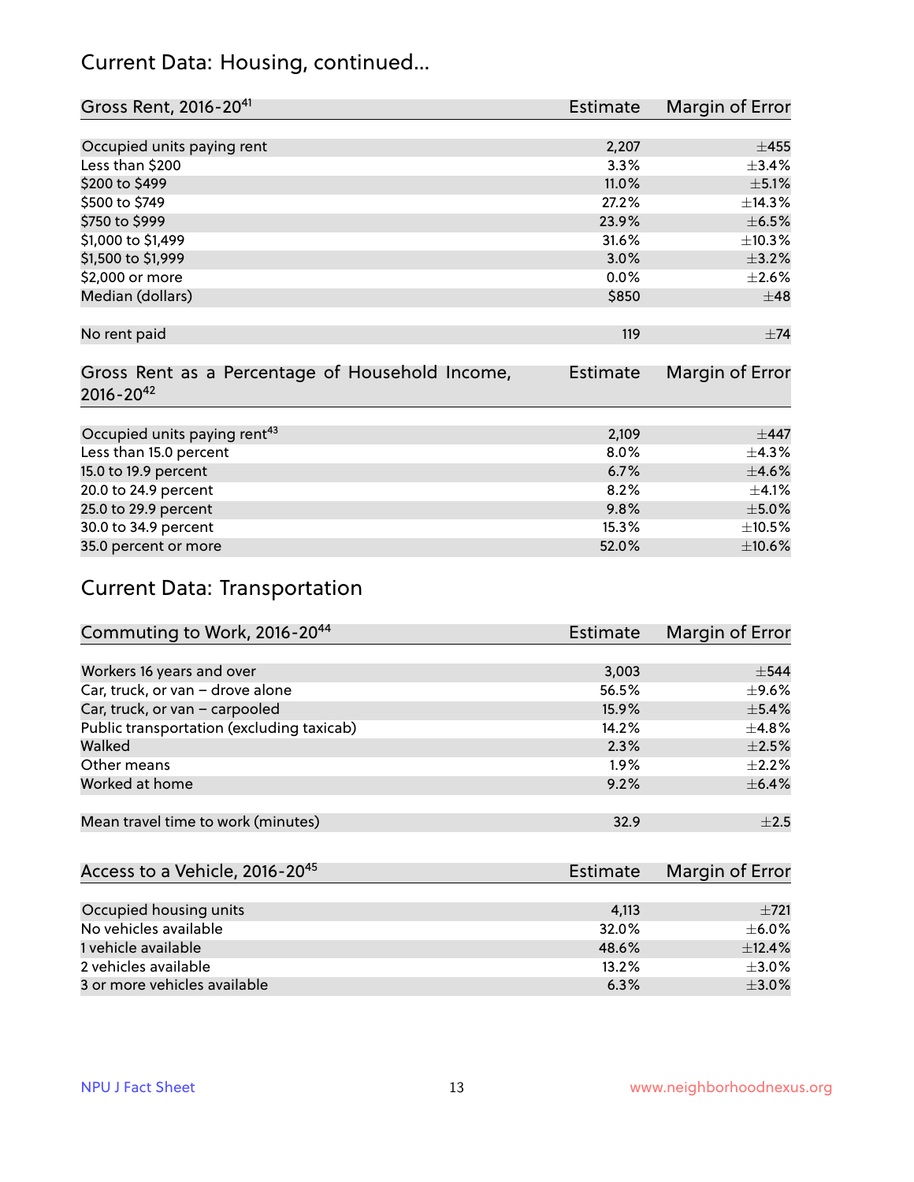## Current Data: Housing, continued...

| Gross Rent, 2016-20[41] | Estimate | Margin of Error |
|---|---|---|
| Occupied units paying rent | 2,207 | ±455 |
| Less than $200 | 3.3% | ±3.4% |
| $200 to $499 | 11.0% | ±5.1% |
| $500 to $749 | 27.2% | ±14.3% |
| $750 to $999 | 23.9% | ±6.5% |
| $1,000 to $1,499 | 31.6% | ±10.3% |
| $1,500 to $1,999 | 3.0% | ±3.2% |
| $2,000 or more | 0.0% | ±2.6% |
| Median (dollars) | $850 | ±48 |
| No rent paid | 119 | ±74 |

| Gross Rent as a Percentage of Household Income, 2016-20[42] | Estimate | Margin of Error |
|---|---|---|
| Occupied units paying rent[43] | 2,109 | ±447 |
| Less than 15.0 percent | 8.0% | ±4.3% |
| 15.0 to 19.9 percent | 6.7% | ±4.6% |
| 20.0 to 24.9 percent | 8.2% | ±4.1% |
| 25.0 to 29.9 percent | 9.8% | ±5.0% |
| 30.0 to 34.9 percent | 15.3% | ±10.5% |
| 35.0 percent or more | 52.0% | ±10.6% |

## Current Data: Transportation

| Commuting to Work, 2016-20[44] | Estimate | Margin of Error |
|---|---|---|
| Workers 16 years and over | 3,003 | ±544 |
| Car, truck, or van – drove alone | 56.5% | ±9.6% |
| Car, truck, or van – carpooled | 15.9% | ±5.4% |
| Public transportation (excluding taxicab) | 14.2% | ±4.8% |
| Walked | 2.3% | ±2.5% |
| Other means | 1.9% | ±2.2% |
| Worked at home | 9.2% | ±6.4% |
| Mean travel time to work (minutes) | 32.9 | ±2.5 |

| Access to a Vehicle, 2016-20[45] | Estimate | Margin of Error |
|---|---|---|
| Occupied housing units | 4,113 | ±721 |
| No vehicles available | 32.0% | ±6.0% |
| 1 vehicle available | 48.6% | ±12.4% |
| 2 vehicles available | 13.2% | ±3.0% |
| 3 or more vehicles available | 6.3% | ±3.0% |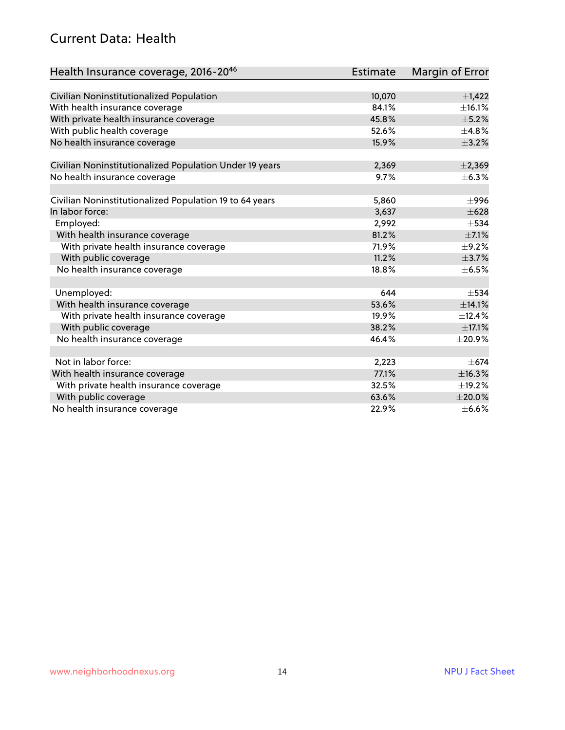## Current Data: Health

| Health Insurance coverage, 2016-20[46] | Estimate | Margin of Error |
|---|---|---|
| Civilian Noninstitutionalized Population | 10,070 | ±1,422 |
| With health insurance coverage | 84.1% | ±16.1% |
| With private health insurance coverage | 45.8% | ±5.2% |
| With public health coverage | 52.6% | ±4.8% |
| No health insurance coverage | 15.9% | ±3.2% |
| | | |
| Civilian Noninstitutionalized Population Under 19 years | 2,369 | ±2,369 |
| No health insurance coverage | 9.7% | ±6.3% |
| | | |
| Civilian Noninstitutionalized Population 19 to 64 years | 5,860 | ±996 |
| In labor force: | 3,637 | ±628 |
| Employed: | 2,992 | ±534 |
| With health insurance coverage | 81.2% | ±7.1% |
| With private health insurance coverage | 71.9% | ±9.2% |
| With public coverage | 11.2% | ±3.7% |
| No health insurance coverage | 18.8% | ±6.5% |
| | | |
| Unemployed: | 644 | ±534 |
| With health insurance coverage | 53.6% | ±14.1% |
| With private health insurance coverage | 19.9% | ±12.4% |
| With public coverage | 38.2% | ±17.1% |
| No health insurance coverage | 46.4% | ±20.9% |
| | | |
| Not in labor force: | 2,223 | ±674 |
| With health insurance coverage | 77.1% | ±16.3% |
| With private health insurance coverage | 32.5% | ±19.2% |
| With public coverage | 63.6% | ±20.0% |
| No health insurance coverage | 22.9% | ±6.6% |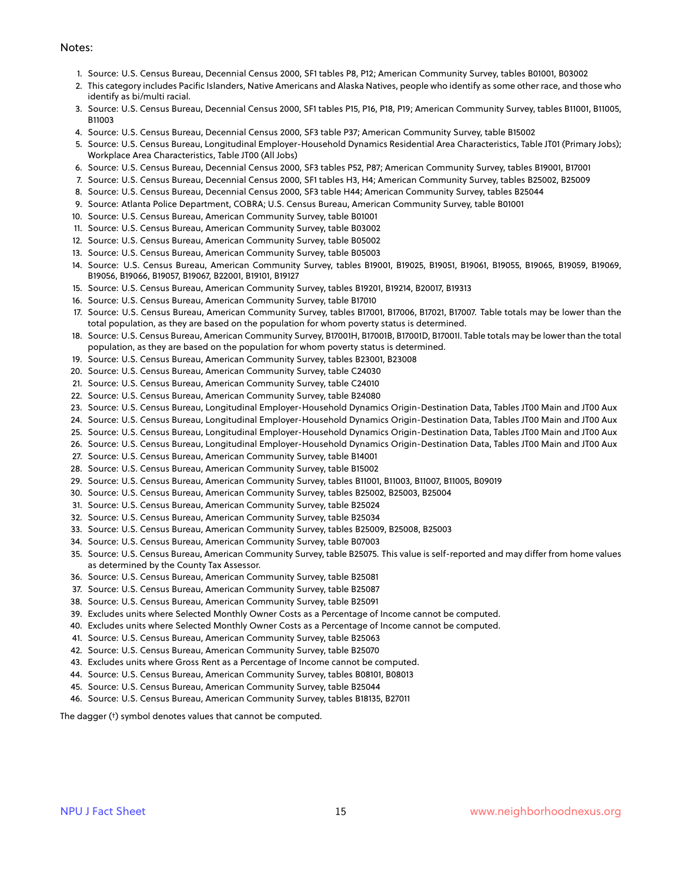Notes:

1. Source: U.S. Census Bureau, Decennial Census 2000, SF1 tables P8, P12; American Community Survey, tables B01001, B03002
2. This category includes Pacific Islanders, Native Americans and Alaska Natives, people who identify as some other race, and those who identify as bi/multi racial.
3. Source: U.S. Census Bureau, Decennial Census 2000, SF1 tables P15, P16, P18, P19; American Community Survey, tables B11001, B11005, B11003
4. Source: U.S. Census Bureau, Decennial Census 2000, SF3 table P37; American Community Survey, table B15002
5. Source: U.S. Census Bureau, Longitudinal Employer-Household Dynamics Residential Area Characteristics, Table JT01 (Primary Jobs); Workplace Area Characteristics, Table JT00 (All Jobs)
6. Source: U.S. Census Bureau, Decennial Census 2000, SF3 tables P52, P87; American Community Survey, tables B19001, B17001
7. Source: U.S. Census Bureau, Decennial Census 2000, SF1 tables H3, H4; American Community Survey, tables B25002, B25009
8. Source: U.S. Census Bureau, Decennial Census 2000, SF3 table H44; American Community Survey, tables B25044
9. Source: Atlanta Police Department, COBRA; U.S. Census Bureau, American Community Survey, table B01001
10. Source: U.S. Census Bureau, American Community Survey, table B01001
11. Source: U.S. Census Bureau, American Community Survey, table B03002
12. Source: U.S. Census Bureau, American Community Survey, table B05002
13. Source: U.S. Census Bureau, American Community Survey, table B05003
14. Source: U.S. Census Bureau, American Community Survey, tables B19001, B19025, B19051, B19061, B19055, B19065, B19059, B19069, B19056, B19066, B19057, B19067, B22001, B19101, B19127
15. Source: U.S. Census Bureau, American Community Survey, tables B19201, B19214, B20017, B19313
16. Source: U.S. Census Bureau, American Community Survey, table B17010
17. Source: U.S. Census Bureau, American Community Survey, tables B17001, B17006, B17021, B17007. Table totals may be lower than the total population, as they are based on the population for whom poverty status is determined.
18. Source: U.S. Census Bureau, American Community Survey, B17001H, B17001B, B17001D, B17001I. Table totals may be lower than the total population, as they are based on the population for whom poverty status is determined.
19. Source: U.S. Census Bureau, American Community Survey, tables B23001, B23008
20. Source: U.S. Census Bureau, American Community Survey, table C24030
21. Source: U.S. Census Bureau, American Community Survey, table C24010
22. Source: U.S. Census Bureau, American Community Survey, table B24080
23. Source: U.S. Census Bureau, Longitudinal Employer-Household Dynamics Origin-Destination Data, Tables JT00 Main and JT00 Aux
24. Source: U.S. Census Bureau, Longitudinal Employer-Household Dynamics Origin-Destination Data, Tables JT00 Main and JT00 Aux
25. Source: U.S. Census Bureau, Longitudinal Employer-Household Dynamics Origin-Destination Data, Tables JT00 Main and JT00 Aux
26. Source: U.S. Census Bureau, Longitudinal Employer-Household Dynamics Origin-Destination Data, Tables JT00 Main and JT00 Aux
27. Source: U.S. Census Bureau, American Community Survey, table B14001
28. Source: U.S. Census Bureau, American Community Survey, table B15002
29. Source: U.S. Census Bureau, American Community Survey, tables B11001, B11003, B11007, B11005, B09019
30. Source: U.S. Census Bureau, American Community Survey, tables B25002, B25003, B25004
31. Source: U.S. Census Bureau, American Community Survey, table B25024
32. Source: U.S. Census Bureau, American Community Survey, table B25034
33. Source: U.S. Census Bureau, American Community Survey, tables B25009, B25008, B25003
34. Source: U.S. Census Bureau, American Community Survey, table B07003
35. Source: U.S. Census Bureau, American Community Survey, table B25075. This value is self-reported and may differ from home values as determined by the County Tax Assessor.
36. Source: U.S. Census Bureau, American Community Survey, table B25081
37. Source: U.S. Census Bureau, American Community Survey, table B25087
38. Source: U.S. Census Bureau, American Community Survey, table B25091
39. Excludes units where Selected Monthly Owner Costs as a Percentage of Income cannot be computed.
40. Excludes units where Selected Monthly Owner Costs as a Percentage of Income cannot be computed.
41. Source: U.S. Census Bureau, American Community Survey, table B25063
42. Source: U.S. Census Bureau, American Community Survey, table B25070
43. Excludes units where Gross Rent as a Percentage of Income cannot be computed.
44. Source: U.S. Census Bureau, American Community Survey, tables B08101, B08013
45. Source: U.S. Census Bureau, American Community Survey, table B25044
46. Source: U.S. Census Bureau, American Community Survey, tables B18135, B27011

The dagger (†) symbol denotes values that cannot be computed.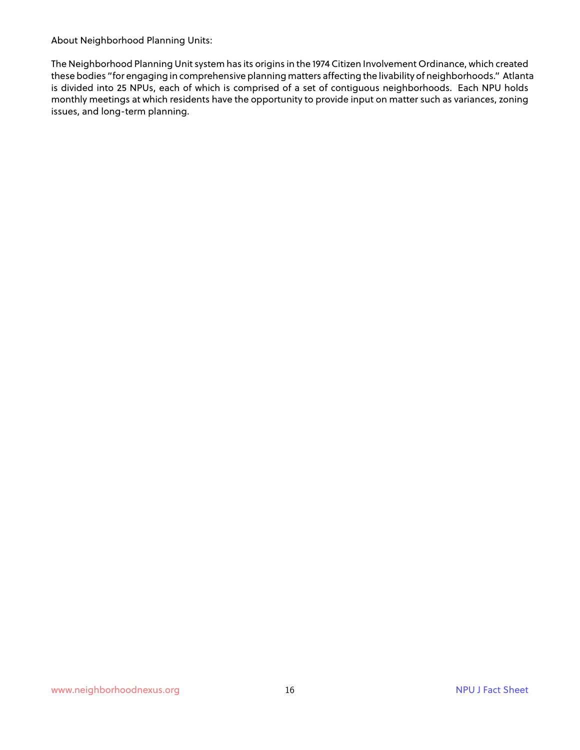About Neighborhood Planning Units:

The Neighborhood Planning Unit system has its origins in the 1974 Citizen Involvement Ordinance, which created these bodies "for engaging in comprehensive planning matters affecting the livability of neighborhoods." Atlanta is divided into 25 NPUs, each of which is comprised of a set of contiguous neighborhoods. Each NPU holds monthly meetings at which residents have the opportunity to provide input on matter such as variances, zoning issues, and long-term planning.